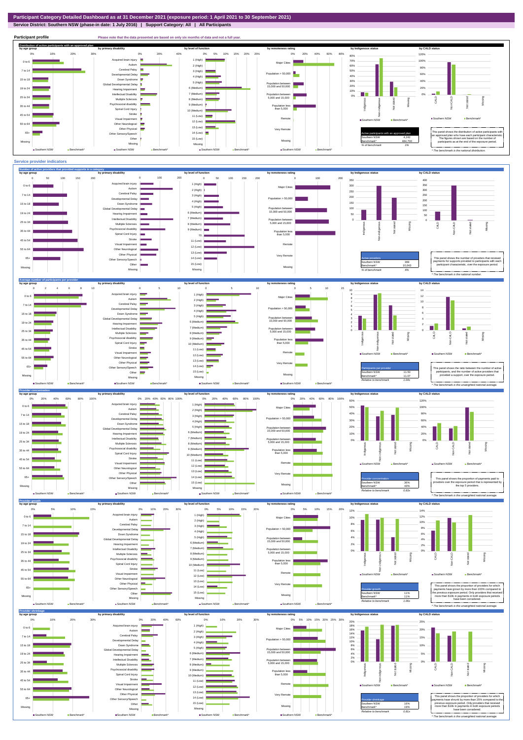# Participant Category Detailed Dashboard as at 31 December 2021 (exposure period: 1 April 2021 to 30 September 2021)

**Service District: Southern NSW (phase-in date: 1 July 2016) | Support Category: All | All Participants**

## Participant profile

Please note that the data presented are based on only six months of data and not a full year.

### Distribution of active participants with an approved plan

| Active participants with an approved plan | |
|---|---|
| Southern NSW | 4,242 |
| Benchmark* | 484,700 |
| % of benchmark | 1% |

This panel shows the distribution of active participants with an approved plan who have each participant characteristic. The figures shown are based on the number of participants as at the end of the exposure period.

\* The benchmark is the national distribution.

## Service provider indicators

### Number of active providers that provided supports in a category

| Active providers | |
|---|---|
| Southern NSW | 369 |
| Benchmark* | 10,043 |
| % of benchmark | 4% |

This panel shows the number of providers that received payments for supports provided to participants with each participant characteristic, over the exposure period.

\* The benchmark is the national number.

### Average number of participants per provider

| Participants per provider | |
|---|---|
| Southern NSW | 11.50 |
| Benchmark* | 11.07 |
| Relative to benchmark | 1.04x |

This panel shows the ratio between the number of active participants, and the number of active providers that provided a support, over the exposure period.

\* The benchmark is the unweighted national average.

### Provider concentration

| Provider concentration | |
|---|---|
| Southern NSW | 36% |
| Benchmark* | 43% |
| Relative to benchmark | 0.83x |

This panel shows the proportion of payments paid to providers over the exposure period that is represented by the top 5 providers.

\* The benchmark is the unweighted national average.

### Provider growth

| Provider growth | |
|---|---|
| Southern NSW | 11% |
| Benchmark* | 11% |
| Relative to benchmark | 1.06x |

This panel shows the proportion of providers for which payments have grown by more than 100% compared to the previous exposure period. Only providers that received more than $10k in payments in both exposure periods have been considered.

\* The benchmark is the unweighted national average.

### Provider shrinkage

| Provider shrinkage | |
|---|---|
| Southern NSW | 16% |
| Benchmark* | 19% |
| Relative to benchmark | 0.81x |

This panel shows the proportion of providers for which payments have shrunk by more than 25% compared to the previous exposure period. Only providers that received more than $10k in payments in both exposure periods have been considered.

\* The benchmark is the unweighted national average.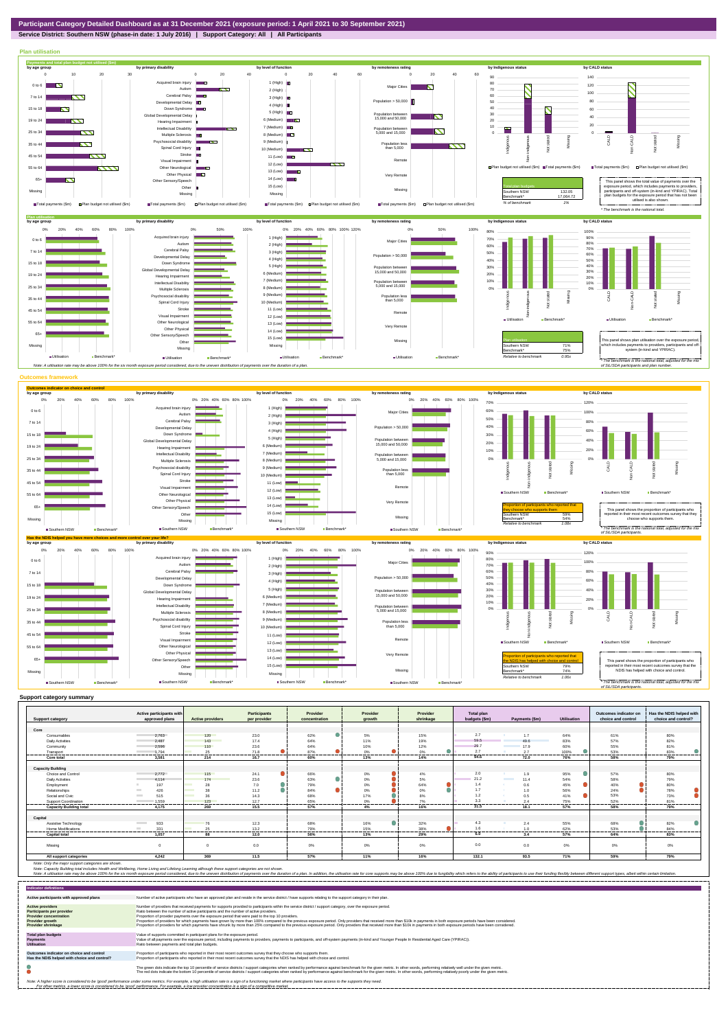# Participant Category Detailed Dashboard as at 31 December 2021 (exposure period: 1 April 2021 to 30 September 2021)

**Service District: Southern NSW (phase-in date: 1 July 2016) | Support Category: All | All Participants**

## Plan utilisation

### Payments and total plan budget not utilised ($m)

| Total plan budgets | |
|---|---|
| Southern NSW | 132.05 |
| Benchmark* | 17,064.72 |
| % of benchmark | 1% |

This panel shows the total value of payments over the exposure period, which includes payments to providers, participants and off-system (in-kind and YPIRAC). Total plan budgets for the exposure period that has not been utilised is also shown.

\* The benchmark is the national total.

### Plan utilisation

| Plan utilisation | |
|---|---|
| Southern NSW | 71% |
| Benchmark* | 75% |
| Relative to benchmark | 0.95x |

This panel shows plan utilisation over the exposure period, which includes payments to providers, participants and off-system (in-kind and YPIRAC).

\* The benchmark is the national total, adjusted for the mix of SIL/SDA participants and plan number.

Note: A utilisation rate may be above 100% for the six month exposure period considered, due to the uneven distribution of payments over the duration of a plan.

## Outcomes framework

### Outcomes indicator on choice and control

| Proportion of participants who reported that they choose who supports them | |
|---|---|
| Southern NSW | 59% |
| Benchmark* | 54% |
| Relative to benchmark | 1.08x |

This panel shows the proportion of participants who reported in their most recent outcomes survey that they choose who supports them.

\* The benchmark is the national total, adjusted for the mix of SIL/SDA participants.

### Has the NDIS helped you have more choices and more control over your life?

| Proportion of participants who reported that the NDIS has helped with choice and control | |
|---|---|
| Southern NSW | 79% |
| Benchmark* | 74% |
| Relative to benchmark | 1.06x |

This panel shows the proportion of participants who reported in their most recent outcomes survey that the NDIS has helped with choice and control.

\* The benchmark is the national total, adjusted for the mix of SIL/SDA participants.

## Support category summary

| Support category | Active participants with approved plans | Active providers | Participants per provider | Provider concentration | Provider growth | Provider shrinkage | Total plan budgets ($m) | Payments ($m) | Utilisation | Outcomes indicator on choice and control | Has the NDIS helped with choice and control? |
|---|---|---|---|---|---|---|---|---|---|---|---|
| **Core** | | | | | | | | | | | |
| Consumables | 2,763 | 120 | 23.0 | 62% | 5% | 15% | 2.7 | 1.7 | 64% | 61% | 80% |
| Daily Activities | 2,487 | 143 | 17.4 | 64% | 11% | 19% | 59.5 | 49.6 | 83% | 57% | 82% |
| Community | 2,596 | 110 | 23.6 | 64% | 10% | 12% | 29.7 | 17.9 | 60% | 55% | 81% |
| Transport | 1,794 | 25 | 71.8 | 87% | 0% | 0% | 2.7 | 2.7 | 100% | 53% | 83% |
| **Core total** | **3,581** | **214** | **16.7** | **60%** | **13%** | **14%** | **94.6** | **72.0** | **76%** | **58%** | **79%** |
| **Capacity Building** | | | | | | | | | | | |
| Choice and Control | 2,772 | 115 | 24.1 | 66% | 0% | 4% | 2.0 | 1.9 | 95% | 57% | 80% |
| Daily Activities | 4,114 | 174 | 23.6 | 63% | 0% | 5% | 21.2 | 11.4 | 54% | 58% | 79% |
| Employment | 197 | 28 | 7.0 | 79% | 0% | 64% | 1.4 | 0.6 | 45% | 40% | 80% |
| Relationships | 426 | 38 | 11.2 | 84% | 0% | 0% | 1.7 | 1.0 | 56% | 24% | 76% |
| Social and Civic | 515 | 36 | 14.3 | 68% | 17% | 8% | 1.2 | 0.5 | 41% | 53% | 73% |
| Support Coordination | 1,559 | 123 | 12.7 | 65% | 0% | 7% | 3.3 | 2.4 | 75% | 52% | 81% |
| **Capacity Building total** | **4,175** | **269** | **15.5** | **57%** | **4%** | **16%** | **31.5** | **18.1** | **57%** | **58%** | **79%** |
| **Capital** | | | | | | | | | | | |
| Assistive Technology | 933 | 76 | 12.3 | 68% | 16% | 32% | 4.3 | 2.4 | 55% | 69% | 82% |
| Home Modifications | 331 | 25 | 13.2 | 79% | 15% | 38% | 1.6 | 1.0 | 62% | 53% | 84% |
| **Capital total** | **1,057** | **88** | **12.0** | **56%** | **13%** | **29%** | **5.9** | **3.4** | **57%** | **64%** | **82%** |
| Missing | 0 | 0 | 0.0 | 0% | 0% | 0% | 0.0 | 0.0 | 0% | 0% | 0% |
| **All support categories** | **4,242** | **369** | **11.5** | **57%** | **11%** | **16%** | **132.1** | **93.5** | **71%** | **59%** | **79%** |

Note: Only the major support categories are shown.

Note: Capacity Building total includes Health and Wellbeing, Home Living and Lifelong Learning although these support categories are not shown.

Note: A utilisation rate may be above 100% for the six month exposure period considered, due to the uneven distribution of payments over the duration of a plan. In addition, the utilisation rate for core supports may be above 100% due to fungibility which refers to the ability of participants to use their funding flexibly between different support types, albeit within certain limitation.

## Indicator definitions

| | |
|---|---|
| **Active participants with approved plans** | Number of active participants who have an approved plan and reside in the service district / have supports relating to the support category in their plan. |
| **Active providers** | Number of providers that received payments for supports provided to participants within the service district / support category, over the exposure period. |
| **Participants per provider** | Ratio between the number of active participants and the number of active providers. |
| **Provider concentration** | Proportion of provider payments over the exposure period that were paid to the top 10 providers. |
| **Provider growth** | Proportion of providers for which payments have grown by more than 100% compared to the previous exposure period. Only providers that received more than $10k in payments in both exposure periods have been considered. |
| **Provider shrinkage** | Proportion of providers for which payments have shrunk by more than 25% compared to the previous exposure period. Only providers that received more than $10k in payments in both exposure periods have been considered. |
| **Total plan budgets** | Value of supports committed in participant plans for the exposure period. |
| **Payments** | Value of all payments over the exposure period, including payments to providers, payments to participants, and off-system payments (in-kind and Younger People In Residential Aged Care (YPIRAC)). |
| **Utilisation** | Ratio between payments and total plan budgets. |
| **Outcomes indicator on choice and control** | Proportion of participants who reported in their most recent outcomes survey that they choose who supports them. |
| **Has the NDIS helped with choice and control?** | Proportion of participants who reported in their most recent outcomes survey that the NDIS has helped with choice and control. |

The green dots indicate the top 10 percentile of service districts / support categories when ranked by performance against benchmark for the given metric. In other words, performing relatively well under the given metric.

The red dots indicate the bottom 10 percentile of service districts / support categories when ranked by performance against benchmark for the given metric. In other words, performing relatively poorly under the given metric.

Note: A higher score is considered to be 'good' performance under some metrics. For example, a high utilisation rate is a sign of a functioning market where participants have access to the supports they need.
For other metrics, a lower score is considered to be 'good' performance. For example, a low provider concentration is a sign of a competitive market.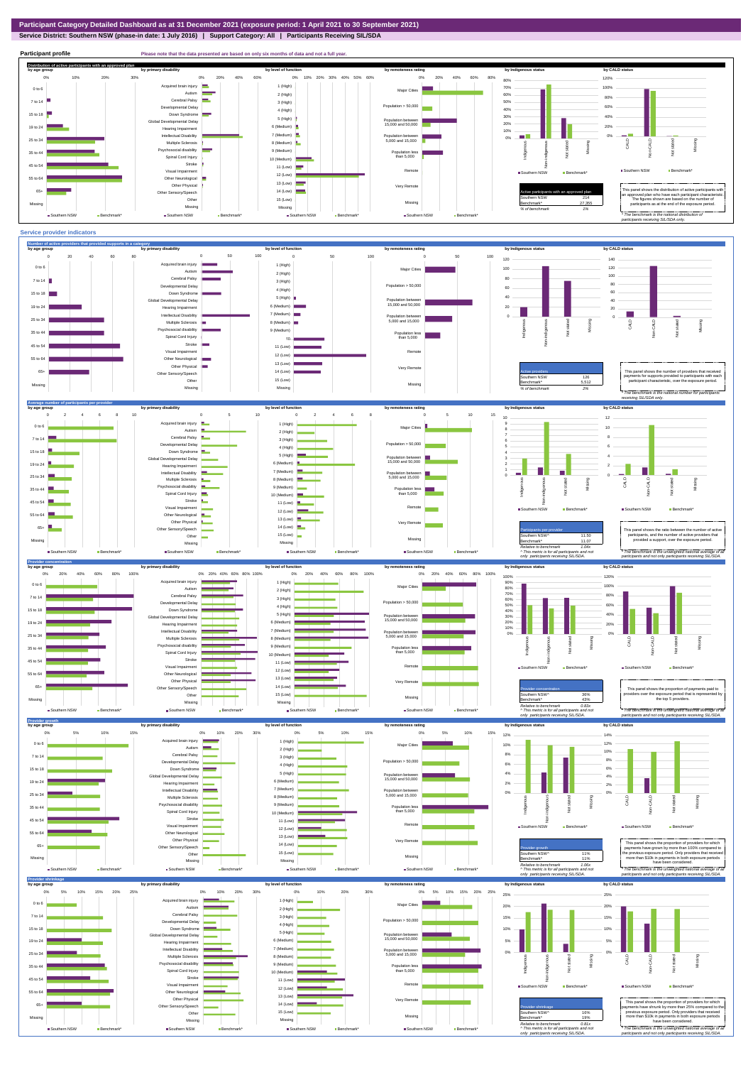# Participant Category Detailed Dashboard as at 31 December 2021 (exposure period: 1 April 2021 to 30 September 2021)

**Service District: Southern NSW (phase-in date: 1 July 2016) | Support Category: All | Participants Receiving SIL/SDA**

## Participant profile

Please note that the data presented are based on only six months of data and not a full year.

### Distribution of active participants with an approved plan

| Active participants with an approved plan | |
|---|---|
| Southern NSW | 214 |
| Benchmark* | 27,255 |
| % of benchmark | 1% |

This panel shows the distribution of active participants with an approved plan who have each participant characteristic. The figures shown are based on the number of participants as at the end of the exposure period.

* The benchmark is the national distribution of participants receiving SIL/SDA only.

## Service provider indicators

### Number of active providers that provided supports in a category

| Active providers | |
|---|---|
| Southern NSW | 126 |
| Benchmark* | 5,512 |
| % of benchmark | 2% |

This panel shows the number of providers that received payments for supports provided to participants with each participant characteristic, over the exposure period.

* The benchmark is the national number for participants receiving SIL/SDA only.

### Average number of participants per provider

| Participants per provider | |
|---|---|
| Southern NSW^ | 11.50 |
| Benchmark* | 11.07 |
| Relative to benchmark | 1.04x |

^ This metric is for all participants and not only participants receiving SIL/SDA.

This panel shows the ratio between the number of active participants and the number of active providers that provided a support, over the exposure period.

* The benchmark is the unweighted national average of all participants and not only participants receiving SIL/SDA.

### Provider concentration

| Provider concentration | |
|---|---|
| Southern NSW^ | 36% |
| Benchmark* | 43% |
| Relative to benchmark | 0.83x |

^ This metric is for all participants and not only participants receiving SIL/SDA.

This panel shows the proportion of payments paid to providers over the exposure period that is represented by the top 5 providers.

* The benchmark is the unweighted national average of all participants and not only participants receiving SIL/SDA.

### Provider growth

| Provider growth | |
|---|---|
| Southern NSW^ | 11% |
| Benchmark* | 11% |
| Relative to benchmark | 1.06x |

^ This metric is for all participants and not only participants receiving SIL/SDA.

This panel shows the proportion of providers for which payments have grown by more than 100% compared to the previous exposure period. Only providers that received more than $10k in payments in both exposure periods have been considered.

* The benchmark is the unweighted national average of all participants and not only participants receiving SIL/SDA.

### Provider shrinkage

| Provider shrinkage | |
|---|---|
| Southern NSW^ | 16% |
| Benchmark* | 19% |
| Relative to benchmark | 0.81x |

^ This metric is for all participants and not only participants receiving SIL/SDA.

This panel shows the proportion of providers for which payments have shrunk by more than 25% compared to the previous exposure period. Only providers that received more than $10k in payments in both exposure periods have been considered.

* The benchmark is the unweighted national average of all participants and not only participants receiving SIL/SDA.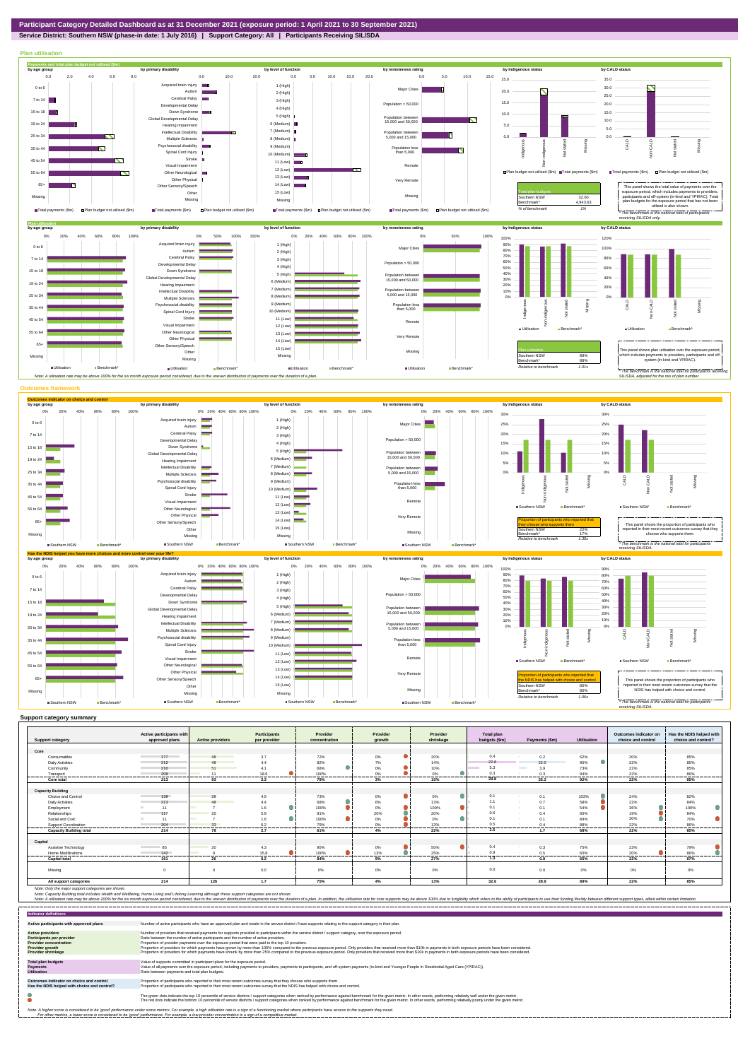# Participant Category Detailed Dashboard as at 31 December 2021 (exposure period: 1 April 2021 to 30 September 2021)

**Service District: Southern NSW (phase-in date: 1 July 2016) | Support Category: All | Participants Receiving SIL/SDA**

## Plan utilisation

**Payments and total plan budget not utilised ($m)**

| Total plan budgets | |
|---|---|
| Southern NSW | 32.60 |
| Benchmark* | 4,943.63 |
| % of benchmark | 1% |

This panel shows the total value of payments over the exposure period, which includes payments to providers, participants and off-system (in-kind and YPIRAC). Total plan budgets for the exposure period that has not been utilised is also shown.

*The benchmark is the national total for participants receiving SIL/SDA only.

**Plan utilisation**

| Plan utilisation | |
|---|---|
| Southern NSW | 89% |
| Benchmark* | 88% |
| Relative to benchmark | 1.01x |

This panel shows plan utilisation over the exposure period, which includes payments to providers, participants and off-system (in-kind and YPIRAC).

*The benchmark is the national total for participants receiving SIL/SDA, adjusted for the mix of plan number.

Note: A utilisation rate may be above 100% for the six month exposure period considered, due to the uneven distribution of payments over the duration of a plan.

## Outcomes framework

**Outcomes indicator on choice and control**

| Proportion of participants who reported that they choose who supports them | |
|---|---|
| Southern NSW | 22% |
| Benchmark* | 17% |
| Relative to benchmark | 1.30x |

This panel shows the proportion of participants who reported in their most recent outcomes survey that they choose who supports them.

*The benchmark is the national total for participants receiving SIL/SDA.

**Has the NDIS helped you have more choices and more control over your life?**

| Proportion of participants who reported that the NDIS has helped with choice and control | |
|---|---|
| Southern NSW | 85% |
| Benchmark* | 80% |
| Relative to benchmark | 1.06x |

This panel shows the proportion of participants who reported in their most recent outcomes survey that the NDIS has helped with choice and control.

*The benchmark is the national total for participants receiving SIL/SDA.

## Support category summary

| Support category | Active participants with approved plans | Active providers | Participants per provider | Provider concentration | Provider growth | Provider shrinkage | Total plan budgets ($m) | Payments ($m) | Utilisation | Outcomes indicator on choice and control | Has the NDIS helped with choice and control? |
|---|---|---|---|---|---|---|---|---|---|---|---|
| **Core** | | | | | | | | | | | |
| Consumables | 177 | 48 | 3.7 | 72% | 0% | 20% | 0.4 | 0.2 | 62% | 20% | 85% |
| Daily Activities | 212 | 48 | 4.4 | 82% | 7% | 14% | 22.8 | 22.0 | 96% | 22% | 85% |
| Community | 210 | 51 | 4.1 | 68% | 0% | 10% | 5.3 | 3.9 | 73% | 22% | 85% |
| Transport | 208 | 11 | 18.9 | 100% | 0% | 0% | 0.3 | 0.2 | 94% | 22% | 86% |
| **Core total** | **213** | **93** | **2.3** | **76%** | **3%** | **15%** | **28.8** | **26.3** | **92%** | **22%** | **85%** |
| **Capacity Building** | | | | | | | | | | | |
| Choice and Control | 138 | 28 | 4.9 | 73% | 0% | 0% | 0.1 | 0.1 | 103% | 24% | 82% |
| Daily Activities | 213 | 48 | 4.4 | 68% | 6% | 13% | 1.1 | 0.7 | 58% | 22% | 84% |
| Employment | 11 | 7 | 1.6 | 100% | 0% | 100% | 0.1 | 0.1 | 54% | 36% | 100% |
| Relationships | 117 | 20 | 5.9 | 91% | 20% | 20% | 0.6 | 0.4 | 66% | 19% | 84% |
| Social and Civic | 11 | 7 | 1.6 | 100% | 0% | 0% | 0.1 | 0.1 | 84% | 30% | 70% |
| Support Coordination | 204 | 33 | 6.2 | 79% | 0% | 13% | 0.5 | 0.4 | 88% | 22% | 86% |
| **Capacity Building total** | **214** | **78** | **2.7** | **61%** | **4%** | **22%** | **2.5** | **1.7** | **68%** | **22%** | **85%** |
| **Capital** | | | | | | | | | | | |
| Assistive Technology | 85 | 20 | 4.3 | 95% | 0% | 50% | 0.4 | 0.3 | 75% | 23% | 79% |
| Home Modifications | 142 | 9 | 15.8 | 100% | 13% | 25% | 0.9 | 0.5 | 60% | 20% | 86% |
| **Capital total** | **161** | **26** | **6.2** | **84%** | **9%** | **27%** | **1.3** | **0.8** | **65%** | **22%** | **87%** |
| Missing | 0 | 0 | 0.0 | 0% | 0% | 0% | 0.0 | 0.0 | 0% | 0% | 0% |
| **All support categories** | **214** | **126** | **1.7** | **75%** | **4%** | **13%** | **32.6** | **28.9** | **89%** | **22%** | **85%** |

Note: Only the major support categories are shown.

Note: Capacity Building total includes Health and Wellbeing, Home Living and Lifelong Learning although these support categories are not shown.

Note: A utilisation rate may be above 100% for the six month exposure period considered, due to the uneven distribution of payments over the duration of a plan. In addition, the utilisation rate for core supports may be above 100% due to fungibility which refers to the ability of participants to use their funding flexibly between different support types, albeit within certain limitation.

## Indicator definitions

| Indicator | Definition |
|---|---|
| **Active participants with approved plans** | Number of active participants who have an approved plan and reside in the service district / have supports relating to the support category in their plan. |
| **Active providers** | Number of providers that received payments for supports provided to participants within the service district / support category, over the exposure period. |
| **Participants per provider** | Ratio between the number of active participants and the number of active providers. |
| **Provider concentration** | Proportion of provider payments over the exposure period that were paid to the top 10 providers. |
| **Provider growth** | Proportion of providers for which payments have grown by more than 100% compared to the previous exposure period. Only providers that received more than $10k in payments in both exposure periods have been considered. |
| **Provider shrinkage** | Proportion of providers for which payments have shrunk by more than 25% compared to the previous exposure period. Only providers that received more than $10k in payments in both exposure periods have been considered. |
| **Total plan budgets** | Value of supports committed in participant plans for the exposure period. |
| **Payments** | Value of all payments over the exposure period, including payments to providers, payments to participants, and off-system payments (in-kind and Younger People In Residential Aged Care (YPIRAC)). |
| **Utilisation** | Ratio between payments and total plan budgets. |
| **Outcomes indicator on choice and control** | Proportion of participants who reported in their most recent outcomes survey that they choose who supports them. |
| **Has the NDIS helped with choice and control?** | Proportion of participants who reported in their most recent outcomes survey that the NDIS has helped with choice and control. |

The green dots indicate the top 10 percentile of service districts / support categories when ranked by performance against benchmark for the given metric. In other words, performing relatively well under the given metric.
The red dots indicate the bottom 10 percentile of service districts / support categories when ranked by performance against benchmark for the given metric. In other words, performing relatively poorly under the given metric.

Note: A higher score is considered to be 'good' performance under some metrics. For example, a high utilisation rate is a sign of a functioning market where participants have access to the supports they need.
For other metrics, a lower score is considered to be 'good' performance. For example, a low provider concentration is a sign of a competitive market.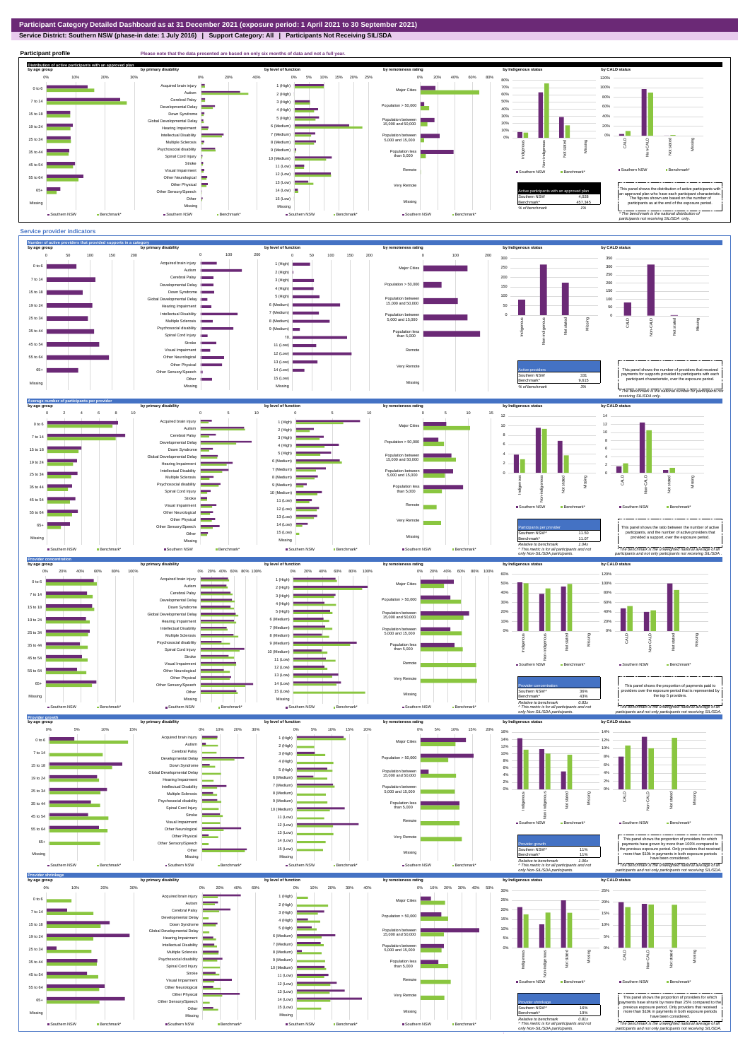# Participant Category Detailed Dashboard as at 31 December 2021 (exposure period: 1 April 2021 to 30 September 2021)

**Service District: Southern NSW (phase-in date: 1 July 2016) | Support Category: All | Participants Not Receiving SIL/SDA**

## Participant profile

Please note that the data presented are based on only six months of data and not a full year.

### Distribution of active participants with an approved plan

| Active participants with an approved plan | |
|---|---|
| Southern NSW | 4,028 |
| Benchmark* | 457,345 |
| % of benchmark | 1% |

This panel shows the distribution of active participants with an approved plan who have each participant characteristic. The figures shown are based on the number of participants as at the end of the exposure period.

* The benchmark is the national distribution of participants not receiving SIL/SDA only.

## Service provider indicators

### Number of active providers that provided supports in a category

| Active providers | |
|---|---|
| Southern NSW | 331 |
| Benchmark* | 9,615 |
| % of benchmark | 3% |

This panel shows the number of providers that received payments for supports provided to participants with each participant characteristic, over the exposure period.

* The benchmark is the national number for participants not receiving SIL/SDA only.

### Average number of participants per provider

| Participants per provider | |
|---|---|
| Southern NSW^^ | 11.50 |
| Benchmark* | 11.07 |
| Relative to benchmark | 1.04x |

^ This metric is for all participants and not only Non-SIL/SDA participants.

This panel shows the ratio between the number of active participants, and the number of active providers that provided a support, over the exposure period.

* The benchmark is the unweighted national average of all participants and not only participants not receiving SIL/SDA.

### Provider concentration

| Provider concentration | |
|---|---|
| Southern NSW^^ | 36% |
| Benchmark* | 43% |
| Relative to benchmark | 0.83x |

^ This metric is for all participants and not only Non-SIL/SDA participants.

This panel shows the proportion of payments paid to providers over the exposure period that is represented by the top 5 providers.

* The benchmark is the unweighted national average of all participants and not only participants not receiving SIL/SDA.

### Provider growth

| Provider growth | |
|---|---|
| Southern NSW^^ | 11% |
| Benchmark* | 11% |
| Relative to benchmark | 1.05x |

^ This metric is for all participants and not only Non-SIL/SDA participants.

This panel shows the proportion of providers for which payments have grown by more than 100% compared to the previous exposure period. Only providers that received more than $10k in payments in both exposure periods have been considered.

* The benchmark is the unweighted national average of all participants and not only participants not receiving SIL/SDA.

### Provider shrinkage

| Provider shrinkage | |
|---|---|
| Southern NSW^^ | 16% |
| Benchmark* | 19% |
| Relative to benchmark | 0.81x |

^ This metric is for all participants and not only Non-SIL/SDA participants.

This panel shows the proportion of providers for which payments have shrunk by more than 25% compared to the previous exposure period. Only providers that received more than $10k in payments in both exposure periods have been considered.

* The benchmark is the unweighted national average of all participants and not only participants not receiving SIL/SDA.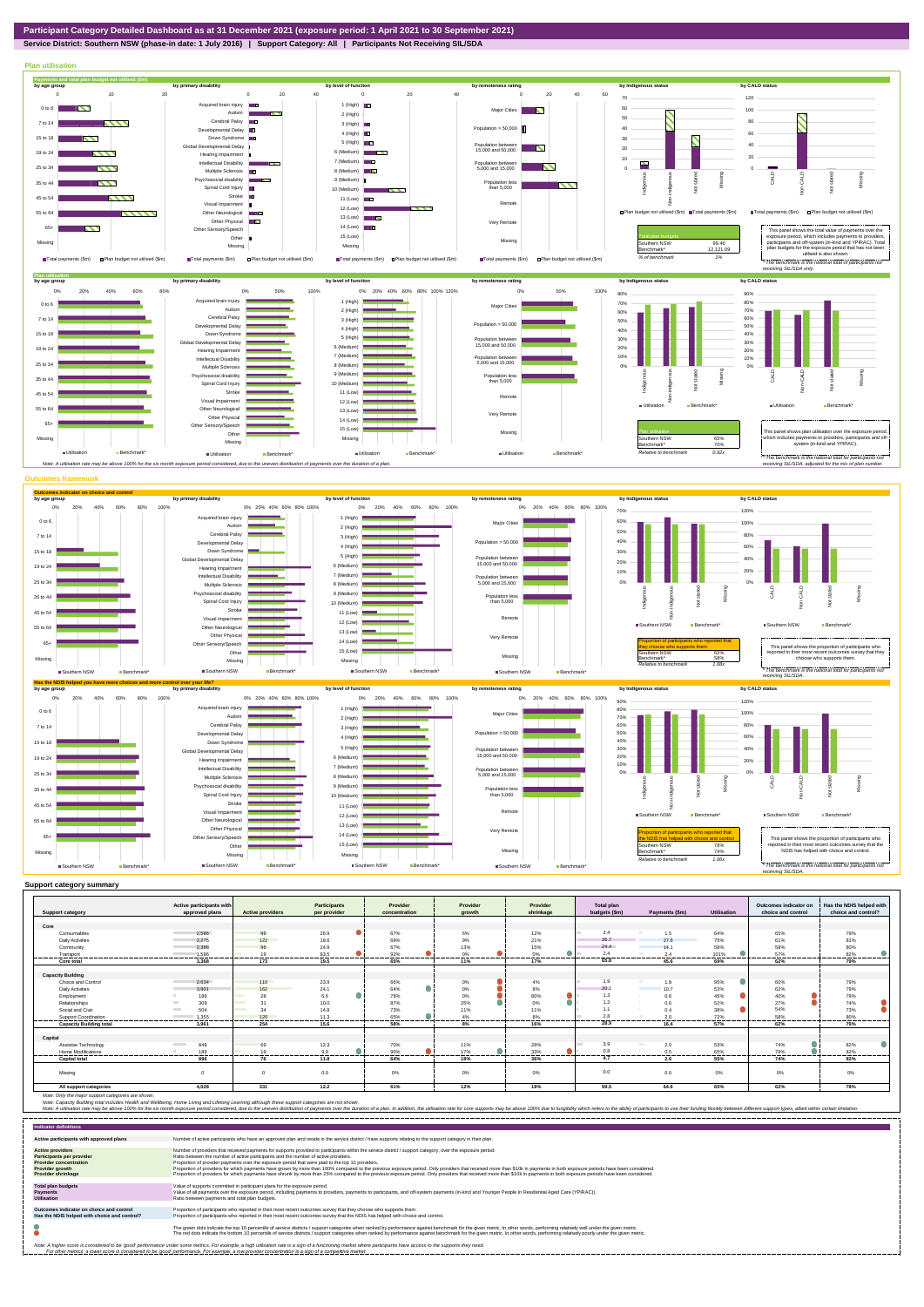**Participant Category Detailed Dashboard as at 31 December 2021 (exposure period: 1 April 2021 to 30 September 2021)**

**Service District: Southern NSW (phase-in date: 1 July 2016) | Support Category: All | Participants Not Receiving SIL/SDA**

## Plan utilisation

**Payments and total plan budget not utilised ($m)**

by age group | by primary disability | by level of function | by remoteness rating | by Indigenous status | by CALD status

Total payments ($m) | Plan budget not utilised ($m)

| Total plan budgets | |
|---|---|
| Southern NSW | 99.46 |
| Benchmark* | 12,121.09 |
| % of benchmark | 1% |

This panel shows the total value of payments over the exposure period, which includes payments to providers, participants and off-system (in-kind and YPIRAC). Total plan budgets for the exposure period that has not been utilised is also shown.

*The benchmark is the national total for participants not receiving SIL/SDA only.

**Plan utilisation**

Utilisation | Benchmark*

| Plan utilisation | |
|---|---|
| Southern NSW | 65% |
| Benchmark* | 70% |
| Relative to benchmark | 0.92x |

This panel shows plan utilisation over the exposure period, which includes payments to providers, participants and off-system (in-kind and YPIRAC).

*The benchmark is the national total for participants not receiving SIL/SDA, adjusted for the mix of plan number.

Note: A utilisation rate may be above 100% for the six month exposure period considered, due to the uneven distribution of payments over the duration of a plan.

## Outcomes framework

**Outcomes indicator on choice and control**

Southern NSW | Benchmark*

| Proportion of participants who reported that they choose who supports them | |
|---|---|
| Southern NSW | 62% |
| Benchmark* | 58% |
| Relative to benchmark | 1.08x |

This panel shows the proportion of participants who reported in their most recent outcomes survey that they choose who supports them.

*The benchmark is the national total for participants not receiving SIL/SDA.

**Has the NDIS helped you have more choices and more control over your life?**

Southern NSW | Benchmark*

| Proportion of participants who reported that the NDIS has helped with choice and control | |
|---|---|
| Southern NSW | 78% |
| Benchmark* | 74% |
| Relative to benchmark | 1.06x |

This panel shows the proportion of participants who reported in their most recent outcomes survey that the NDIS has helped with choice and control.

*The benchmark is the national total for participants not receiving SIL/SDA.

## Support category summary

| Support category | Active participants with approved plans | Active providers | Participants per provider | Provider concentration | Provider growth | Provider shrinkage | Total plan budgets ($m) | Payments ($m) | Utilisation | Outcomes indicator on choice and control | Has the NDIS helped with choice and control? |
|---|---|---|---|---|---|---|---|---|---|---|---|
| **Core** | | | | | | | | | | | |
| Consumables | 2,586 | 96 | 26.9 | 67% | 6% | 12% | 2.4 | 1.5 | 64% | 65% | 79% |
| Daily Activities | 2,275 | 122 | 18.6 | 69% | 9% | 21% | 36.7 | 27.6 | 75% | 61% | 81% |
| Community | 2,386 | 96 | 24.9 | 67% | 13% | 15% | 24.4 | 14.1 | 58% | 59% | 80% |
| Transport | 1,586 | 19 | 83.5 | 92% | 0% | 0% | 2.4 | 2.4 | 101% | 57% | 82% |
| **Core total** | **3,368** | **173** | **19.5** | **65%** | **11%** | **17%** | **65.9** | **45.6** | **69%** | **62%** | **79%** |
| **Capacity Building** | | | | | | | | | | | |
| Choice and Control | 2,634 | 110 | 23.9 | 68% | 0% | 4% | 1.9 | 1.8 | 95% | 60% | 79% |
| Daily Activities | 3,901 | 162 | 24.1 | 64% | 0% | 8% | 20.1 | 10.7 | 53% | 62% | 79% |
| Employment | 186 | 28 | 6.6 | 78% | 0% | 80% | 1.3 | 0.6 | 45% | 40% | 79% |
| Relationships | 309 | 31 | 10.0 | 87% | 25% | 0% | 1.2 | 0.6 | 52% | 27% | 74% |
| Social and Civic | 504 | 34 | 14.8 | 73% | 11% | 11% | 1.1 | 0.4 | 38% | 54% | 73% |
| Support Coordination | 1,355 | 120 | 11.3 | 65% | 4% | 8% | 2.8 | 2.0 | 72% | 58% | 80% |
| **Capacity Building total** | **3,961** | **254** | **15.6** | **56%** | **8%** | **16%** | **28.3** | **16.4** | **57%** | **62%** | **79%** |
| **Capital** | | | | | | | | | | | |
| Assistive Technology | 848 | 69 | 12.3 | 70% | 11% | 28% | 3.9 | 2.0 | 53% | 74% | 82% |
| Home Modifications | 189 | 19 | 9.9 | 90% | 17% | 33% | 0.8 | 0.5 | 65% | 79% | 82% |
| **Capital total** | **894** | **76** | **11.8** | **64%** | **18%** | **30%** | **4.7** | **2.6** | **55%** | **74%** | **82%** |
| Missing | 0 | 0 | 0.0 | 0% | 0% | 0% | 0.0 | 0.0 | 0% | 0% | 0% |
| **All support categories** | **4,028** | **331** | **12.2** | **61%** | **12%** | **18%** | **99.5** | **64.6** | **65%** | **62%** | **78%** |

Note: Only the major support categories are shown.
Note: Capacity Building total includes Health and Wellbeing, Home Living and Lifelong Learning although these support categories are not shown.
Note: A utilisation rate may be above 100% for the six month exposure period considered, due to the uneven distribution of payments over the duration of a plan. In addition, the utilisation rate for core supports may be above 100% due to fungibility which refers to the ability of participants to use their funding flexibly between different support types, albeit within certain limitation.

## Indicator definitions

| | |
|---|---|
| Active participants with approved plans | Number of active participants who have an approved plan and reside in the service district / have supports relating to the support category in their plan. |
| Active providers | Number of providers that received payments for supports provided to participants within the service district / support category, over the exposure period. |
| Participants per provider | Ratio between the number of active participants and the number of active providers. |
| Provider concentration | Proportion of provider payments over the exposure period that were paid to the top 10 providers. |
| Provider growth | Proportion of providers for which payments have grown by more than 100% compared to the previous exposure period. Only providers that received more than $10k in payments in both exposure periods have been considered. |
| Provider shrinkage | Proportion of providers for which payments have shrunk by more than 25% compared to the previous exposure period. Only providers that received more than $10k in payments in both exposure periods have been considered. |
| Total plan budgets | Value of supports committed in participant plans for the exposure period. |
| Payments | Value of all payments over the exposure period, including payments to providers, payments to participants, and off-system payments (in-kind and Younger People In Residential Aged Care (YPIRAC)). |
| Utilisation | Ratio between payments and total plan budgets. |
| Outcomes indicator on choice and control | Proportion of participants who reported in their most recent outcomes survey that they choose who supports them. |
| Has the NDIS helped with choice and control? | Proportion of participants who reported in their most recent outcomes survey that the NDIS has helped with choice and control. |

The green dots indicate the top 10 percentile of service districts / support categories when ranked by performance against benchmark for the given metric. In other words, performing relatively well under the given metric.
The red dots indicate the bottom 10 percentile of service districts / support categories when ranked by performance against benchmark for the given metric. In other words, performing relatively poorly under the given metric.

Note: A higher score is considered to be 'good' performance under some metrics. For example, a high utilisation rate is a sign of a functioning market where participants have access to the supports they need.
For other metrics, a lower score is considered to be 'good' performance. For example, a low provider concentration is a sign of a competitive market.